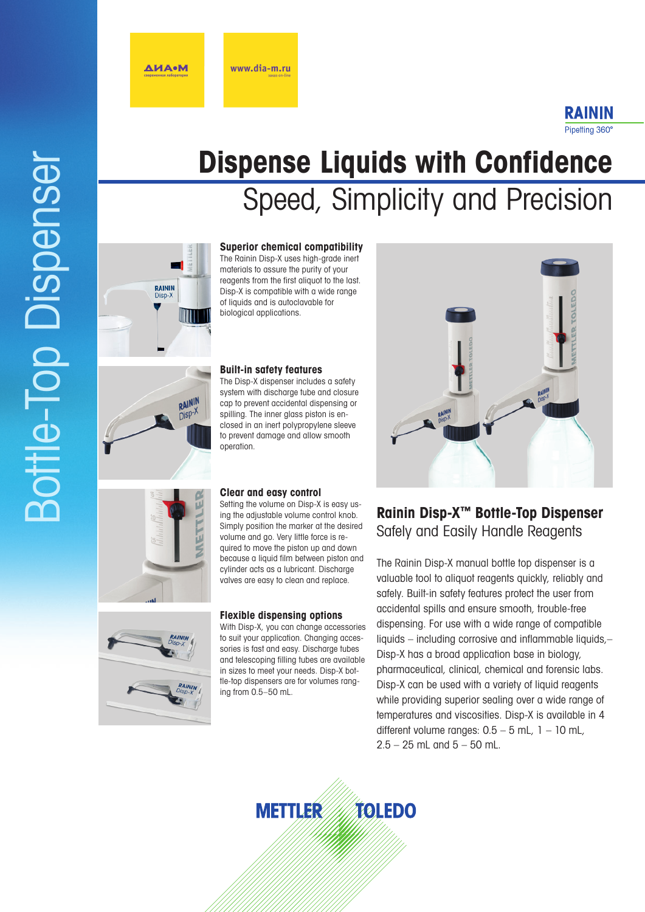Bottle-Top Dispenser

# Dispense Liquids with Confidence

## Speed, Simplicity and Precision

### Superior chemical compatibility

The Rainin Disp-X uses high-grade inert materials to assure the purity of your reagents from the first aliquot to the last. Disp-X is compatible with a wide range of liquids and is autoclavable for biological applications.

### Built-in safety features

The Disp-X dispenser includes a safety system with discharge tube and closure cap to prevent accidental dispensing or spilling. The inner glass piston is enclosed in an inert polypropylene sleeve to prevent damage and allow smooth operation.

### Clear and easy control

Setting the volume on Disp-X is easy using the adjustable volume control knob. Simply position the marker at the desired volume and go. Very little force is required to move the piston up and down because a liquid film between piston and cylinder acts as a lubricant. Discharge valves are easy to clean and replace.

### Flexible dispensing options

With Disp-X, you can change accessories to suit your application. Changing accessories is fast and easy. Discharge tubes and telescoping filling tubes are available in sizes to meet your needs. Disp-X bottle-top dispensers are for volumes ranging from 0.5–50 mL.

## Rainin Disp-X™ Bottle-Top Dispenser

### Safely and Easily Handle Reagents

The Rainin Disp-X manual bottle top dispenser is a valuable tool to aliquot reagents quickly, reliably and safely. Built-in safety features protect the user from accidental spills and ensure smooth, trouble-free dispensing. For use with a wide range of compatible liquids – including corrosive and inflammable liquids,– Disp-X has a broad application base in biology, pharmaceutical, clinical, chemical and forensic labs. Disp-X can be used with a variety of liquid reagents while providing superior sealing over a wide range of temperatures and viscosities. Disp-X is available in 4 different volume ranges: 0.5 – 5 mL, 1 – 10 mL, 2.5 – 25 mL and 5 – 50 mL.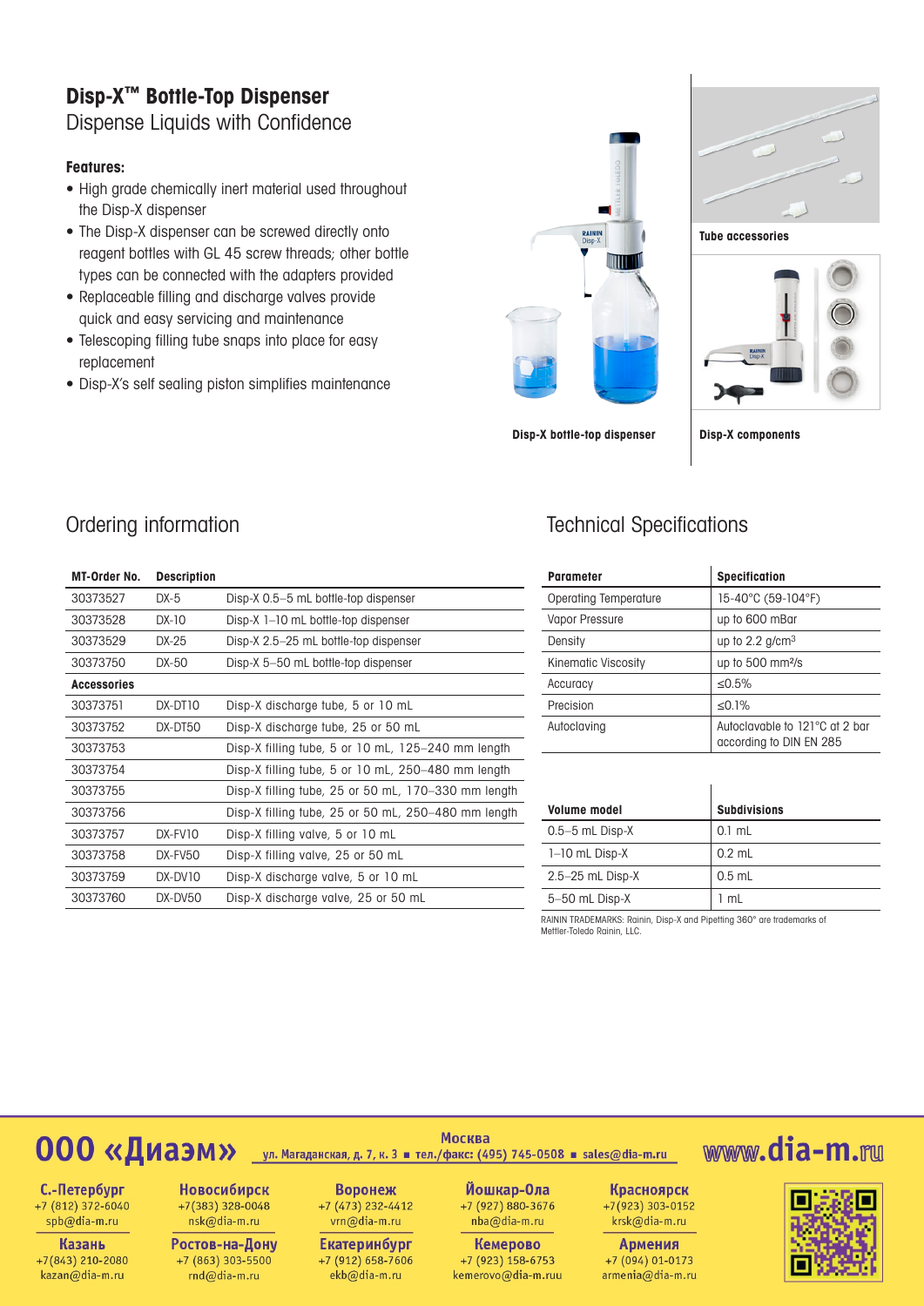# Disp-X™ Bottle-Top Dispenser

Dispense Liquids with Confidence

**Features:**

- High grade chemically inert material used throughout the Disp-X dispenser
- The Disp-X dispenser can be screwed directly onto reagent bottles with GL 45 screw threads; other bottle types can be connected with the adapters provided
- Replaceable filling and discharge valves provide quick and easy servicing and maintenance
- Telescoping filling tube snaps into place for easy replacement
- Disp-X's self sealing piston simplifies maintenance

**Disp-X bottle-top dispenser**

**Tube accessories**

**Disp-X components**

## Ordering information

| MT-Order No. | Description | |
|---|---|---|
| 30373527 | DX-5 | Disp-X 0.5–5 mL bottle-top dispenser |
| 30373528 | DX-10 | Disp-X 1–10 mL bottle-top dispenser |
| 30373529 | DX-25 | Disp-X 2.5–25 mL bottle-top dispenser |
| 30373750 | DX-50 | Disp-X 5–50 mL bottle-top dispenser |
| **Accessories** | | |
| 30373751 | DX-DT10 | Disp-X discharge tube, 5 or 10 mL |
| 30373752 | DX-DT50 | Disp-X discharge tube, 25 or 50 mL |
| 30373753 | | Disp-X filling tube, 5 or 10 mL, 125–240 mm length |
| 30373754 | | Disp-X filling tube, 5 or 10 mL, 250–480 mm length |
| 30373755 | | Disp-X filling tube, 25 or 50 mL, 170–330 mm length |
| 30373756 | | Disp-X filling tube, 25 or 50 mL, 250–480 mm length |
| 30373757 | DX-FV10 | Disp-X filling valve, 5 or 10 mL |
| 30373758 | DX-FV50 | Disp-X filling valve, 25 or 50 mL |
| 30373759 | DX-DV10 | Disp-X discharge valve, 5 or 10 mL |
| 30373760 | DX-DV50 | Disp-X discharge valve, 25 or 50 mL |

## Technical Specifications

| Parameter | Specification |
|---|---|
| Operating Temperature | 15-40°C (59-104°F) |
| Vapor Pressure | up to 600 mBar |
| Density | up to 2.2 g/cm³ |
| Kinematic Viscosity | up to 500 mm²/s |
| Accuracy | ≤0.5% |
| Precision | ≤0.1% |
| Autoclaving | Autoclavable to 121°C at 2 bar according to DIN EN 285 |

| Volume model | Subdivisions |
|---|---|
| 0.5–5 mL Disp-X | 0.1 mL |
| 1–10 mL Disp-X | 0.2 mL |
| 2.5–25 mL Disp-X | 0.5 mL |
| 5–50 mL Disp-X | 1 mL |

RAININ TRADEMARKS: Rainin, Disp-X and Pipetting 360° are trademarks of Mettler-Toledo Rainin, LLC.

**ООО «Диаэм»**

**Москва**
ул. Магаданская, д. 7, к. 3 ■ тел./факс: (495) 745-0508 ■ sales@dia-m.ru

www.dia-m.ru

**С.-Петербург** +7 (812) 372-6040 spb@dia-m.ru

**Новосибирск** +7(383) 328-0048 nsk@dia-m.ru

**Воронеж** +7 (473) 232-4412 vrn@dia-m.ru

**Йошкар-Ола** +7 (927) 880-3676 nba@dia-m.ru

**Красноярск** +7(923) 303-0152 krsk@dia-m.ru

**Казань** +7(843) 210-2080 kazan@dia-m.ru

**Ростов-на-Дону** +7 (863) 303-5500 rnd@dia-m.ru

**Екатеринбург** +7 (912) 658-7606 ekb@dia-m.ru

**Кемерово** +7 (923) 158-6753 kemerovo@dia-m.ruu

**Армения** +7 (094) 01-0173 armenia@dia-m.ru